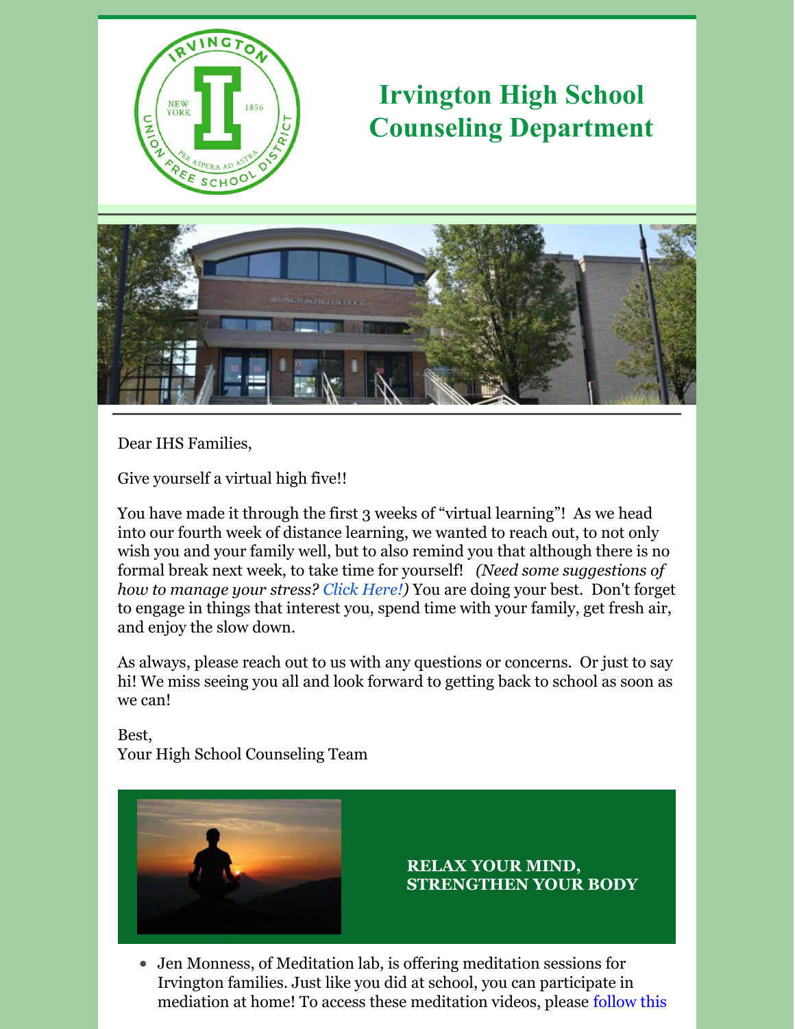# Irvington High School Counseling Department

Dear IHS Families,

Give yourself a virtual high five!!

You have made it through the first 3 weeks of "virtual learning"! As we head into our fourth week of distance learning, we wanted to reach out, to not only wish you and your family well, but to also remind you that although there is no formal break next week, to take time for yourself! *(Need some suggestions of how to manage your stress? Click Here!)* You are doing your best. Don't forget to engage in things that interest you, spend time with your family, get fresh air, and enjoy the slow down.

As always, please reach out to us with any questions or concerns. Or just to say hi! We miss seeing you all and look forward to getting back to school as soon as we can!

Best,
Your High School Counseling Team

## RELAX YOUR MIND, STRENGTHEN YOUR BODY

- Jen Monness, of Meditation lab, is offering meditation sessions for Irvington families. Just like you did at school, you can participate in mediation at home! To access these meditation videos, please follow this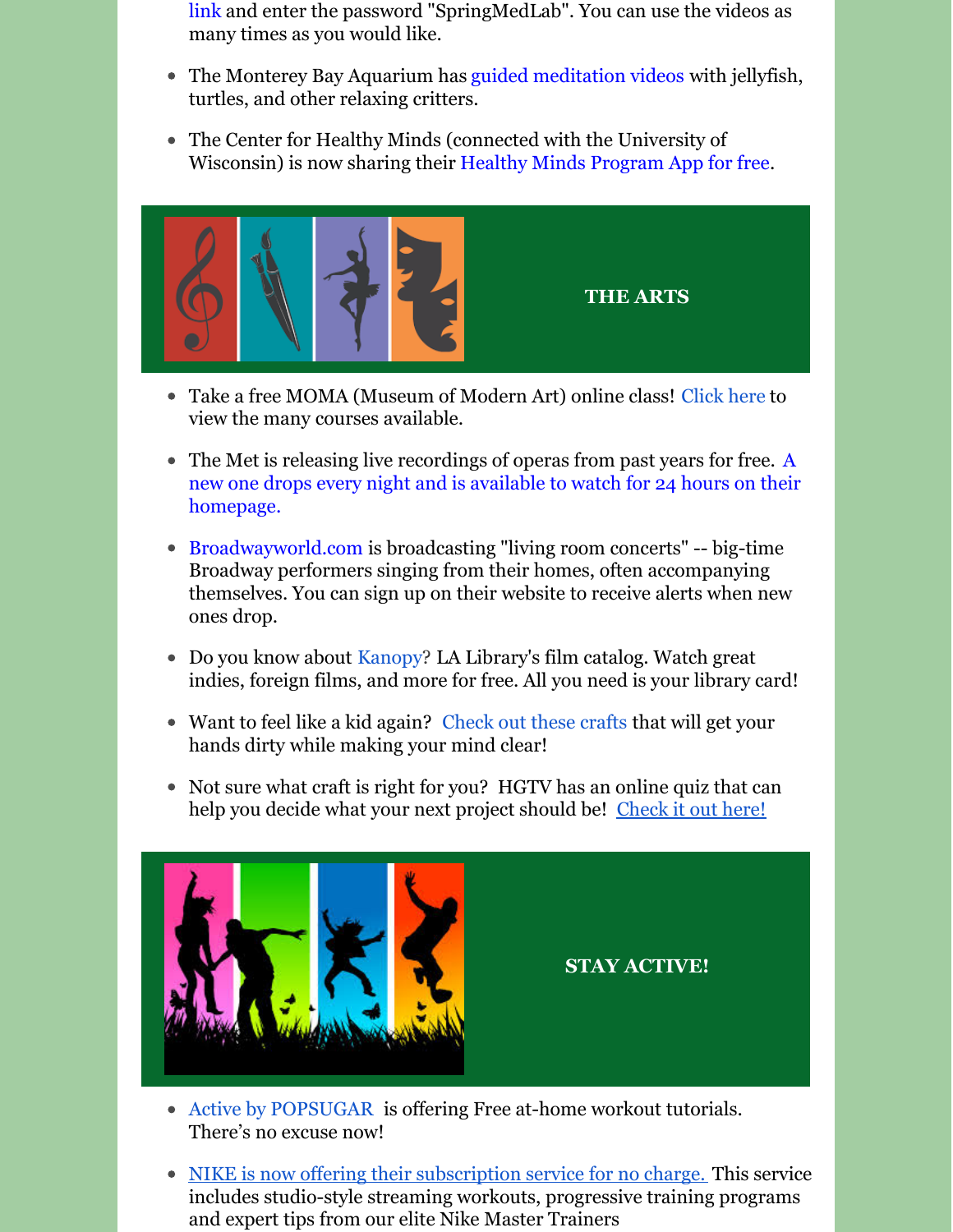link and enter the password "SpringMedLab". You can use the videos as many times as you would like.

- The Monterey Bay Aquarium has guided meditation videos with jellyfish, turtles, and other relaxing critters.
- The Center for Healthy Minds (connected with the University of Wisconsin) is now sharing their Healthy Minds Program App for free.

## THE ARTS

- Take a free MOMA (Museum of Modern Art) online class! Click here to view the many courses available.
- The Met is releasing live recordings of operas from past years for free. A new one drops every night and is available to watch for 24 hours on their homepage.
- Broadwayworld.com is broadcasting "living room concerts" -- big-time Broadway performers singing from their homes, often accompanying themselves. You can sign up on their website to receive alerts when new ones drop.
- Do you know about Kanopy? LA Library's film catalog. Watch great indies, foreign films, and more for free. All you need is your library card!
- Want to feel like a kid again? Check out these crafts that will get your hands dirty while making your mind clear!
- Not sure what craft is right for you? HGTV has an online quiz that can help you decide what your next project should be! Check it out here!

## STAY ACTIVE!

- Active by POPSUGAR is offering Free at-home workout tutorials. There's no excuse now!
- NIKE is now offering their subscription service for no charge. This service includes studio-style streaming workouts, progressive training programs and expert tips from our elite Nike Master Trainers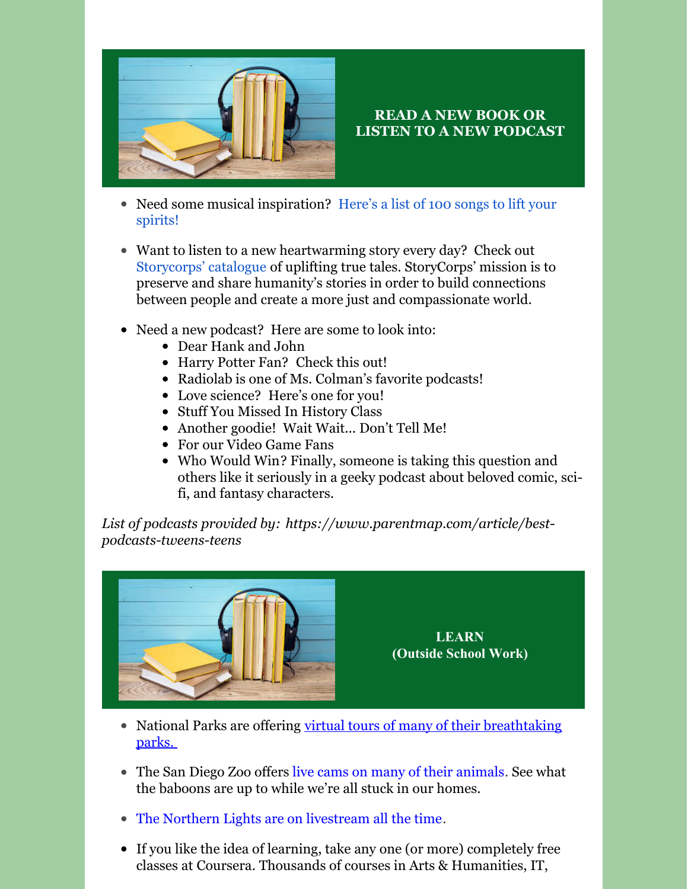## READ A NEW BOOK OR LISTEN TO A NEW PODCAST

- Need some musical inspiration? Here's a list of 100 songs to lift your spirits!
- Want to listen to a new heartwarming story every day? Check out Storycorps' catalogue of uplifting true tales. StoryCorps' mission is to preserve and share humanity's stories in order to build connections between people and create a more just and compassionate world.
- Need a new podcast? Here are some to look into:
  - Dear Hank and John
  - Harry Potter Fan? Check this out!
  - Radiolab is one of Ms. Colman's favorite podcasts!
  - Love science? Here's one for you!
  - Stuff You Missed In History Class
  - Another goodie! Wait Wait... Don't Tell Me!
  - For our Video Game Fans
  - Who Would Win? Finally, someone is taking this question and others like it seriously in a geeky podcast about beloved comic, sci-fi, and fantasy characters.

*List of podcasts provided by: https://www.parentmap.com/article/best-podcasts-tweens-teens*

## LEARN
## (Outside School Work)

- National Parks are offering virtual tours of many of their breathtaking parks.
- The San Diego Zoo offers live cams on many of their animals. See what the baboons are up to while we're all stuck in our homes.
- The Northern Lights are on livestream all the time.
- If you like the idea of learning, take any one (or more) completely free classes at Coursera. Thousands of courses in Arts & Humanities, IT,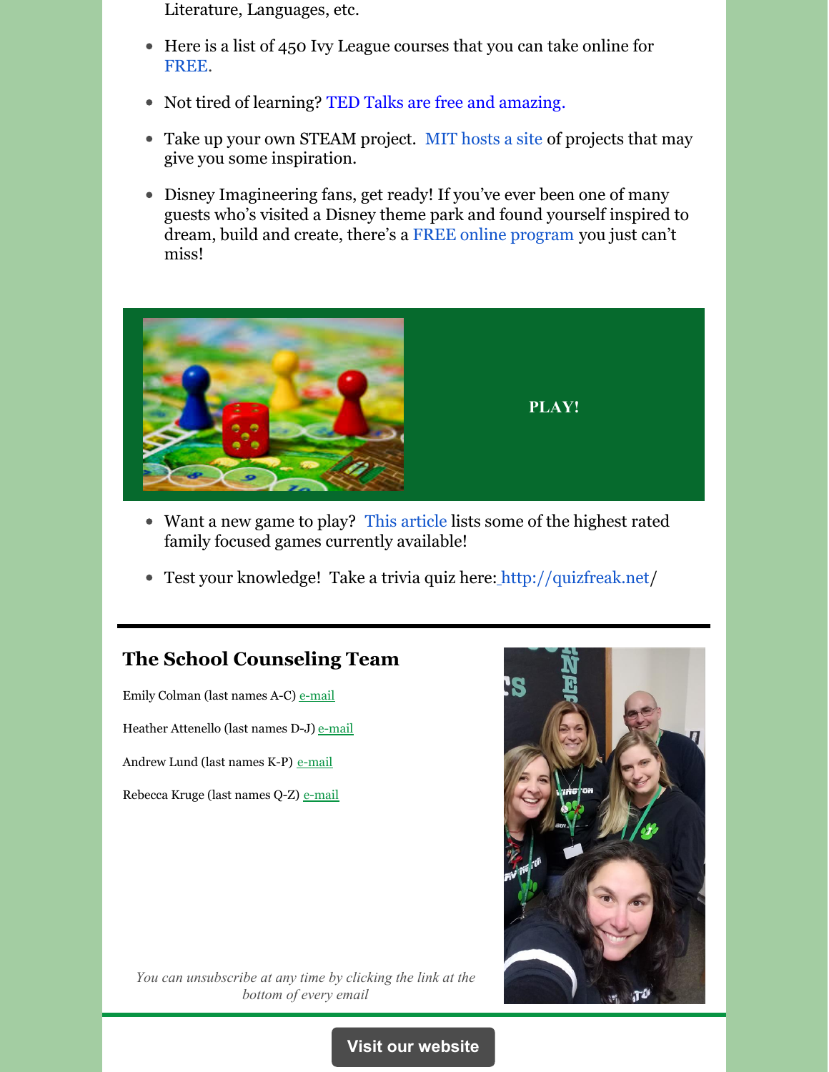Literature, Languages, etc.

- Here is a list of 450 Ivy League courses that you can take online for FREE.
- Not tired of learning? TED Talks are free and amazing.
- Take up your own STEAM project. MIT hosts a site of projects that may give you some inspiration.
- Disney Imagineering fans, get ready! If you've ever been one of many guests who's visited a Disney theme park and found yourself inspired to dream, build and create, there's a FREE online program you just can't miss!

**PLAY!**

- Want a new game to play? This article lists some of the highest rated family focused games currently available!
- Test your knowledge! Take a trivia quiz here: http://quizfreak.net/

---

## The School Counseling Team

Emily Colman (last names A-C) e-mail

Heather Attenello (last names D-J) e-mail

Andrew Lund (last names K-P) e-mail

Rebecca Kruge (last names Q-Z) e-mail

*You can unsubscribe at any time by clicking the link at the bottom of every email*

Visit our website